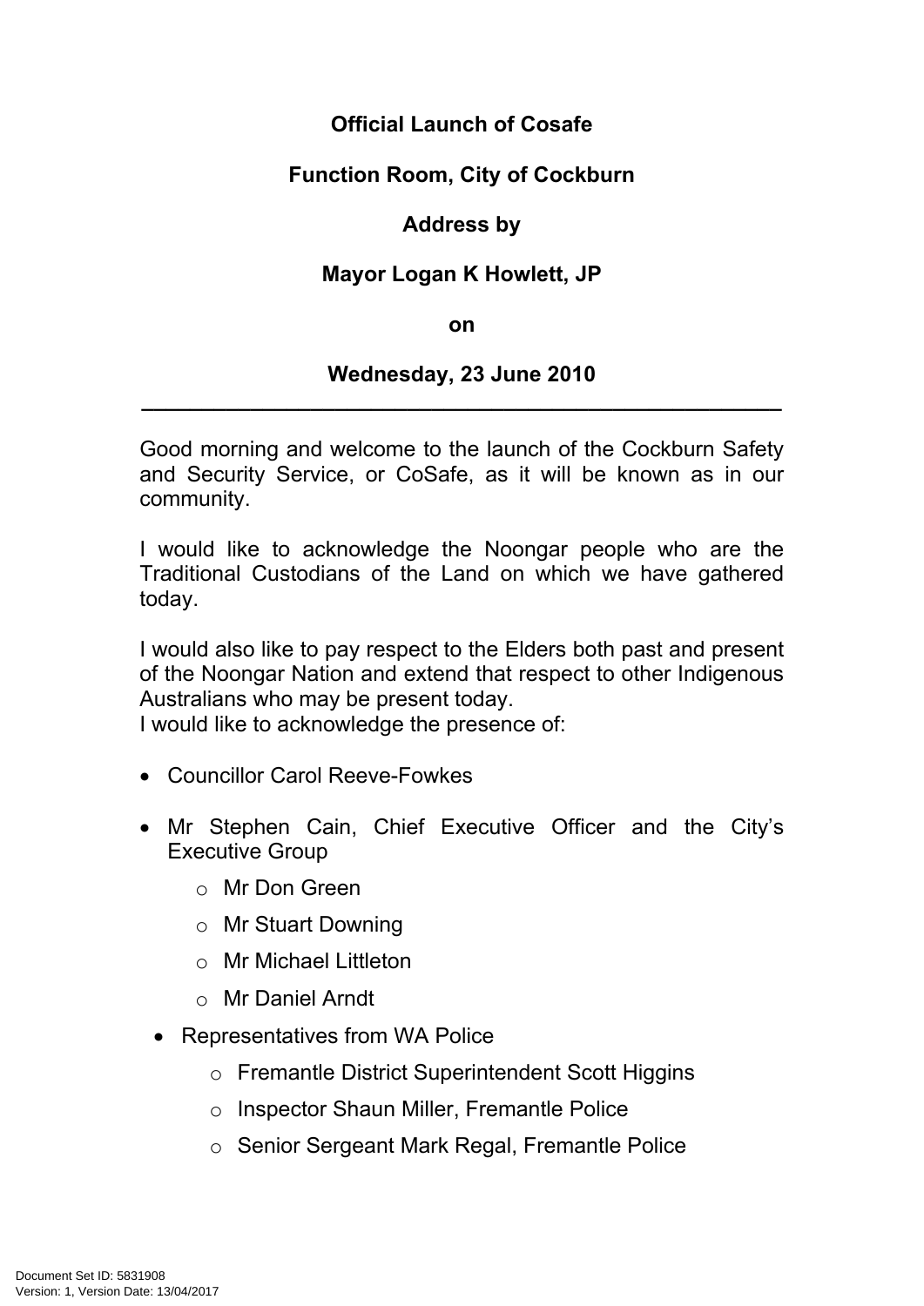**Official Launch of Cosafe**

**Function Room, City of Cockburn**

**Address by**

**Mayor Logan K Howlett, JP**

**on**

**Wednesday, 23 June 2010**

---

Good morning and welcome to the launch of the Cockburn Safety and Security Service, or CoSafe, as it will be known as in our community.

I would like to acknowledge the Noongar people who are the Traditional Custodians of the Land on which we have gathered today.

I would also like to pay respect to the Elders both past and present of the Noongar Nation and extend that respect to other Indigenous Australians who may be present today.
I would like to acknowledge the presence of:

- Councillor Carol Reeve-Fowkes
- Mr Stephen Cain, Chief Executive Officer and the City's Executive Group
    - Mr Don Green
    - Mr Stuart Downing
    - Mr Michael Littleton
    - Mr Daniel Arndt
- Representatives from WA Police
    - Fremantle District Superintendent Scott Higgins
    - Inspector Shaun Miller, Fremantle Police
    - Senior Sergeant Mark Regal, Fremantle Police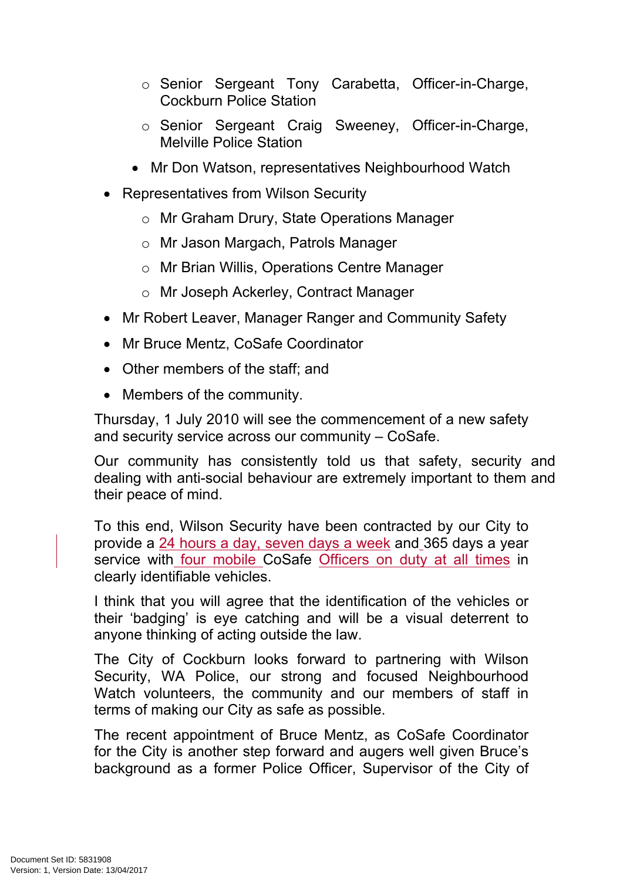- Senior Sergeant Tony Carabetta, Officer-in-Charge, Cockburn Police Station
    - Senior Sergeant Craig Sweeney, Officer-in-Charge, Melville Police Station
  - Mr Don Watson, representatives Neighbourhood Watch
- Representatives from Wilson Security
  - Mr Graham Drury, State Operations Manager
  - Mr Jason Margach, Patrols Manager
  - Mr Brian Willis, Operations Centre Manager
  - Mr Joseph Ackerley, Contract Manager
- Mr Robert Leaver, Manager Ranger and Community Safety
- Mr Bruce Mentz, CoSafe Coordinator
- Other members of the staff; and
- Members of the community.

Thursday, 1 July 2010 will see the commencement of a new safety and security service across our community – CoSafe.

Our community has consistently told us that safety, security and dealing with anti-social behaviour are extremely important to them and their peace of mind.

To this end, Wilson Security have been contracted by our City to provide a 24 hours a day, seven days a week and 365 days a year service with four mobile CoSafe Officers on duty at all times in clearly identifiable vehicles.

I think that you will agree that the identification of the vehicles or their 'badging' is eye catching and will be a visual deterrent to anyone thinking of acting outside the law.

The City of Cockburn looks forward to partnering with Wilson Security, WA Police, our strong and focused Neighbourhood Watch volunteers, the community and our members of staff in terms of making our City as safe as possible.

The recent appointment of Bruce Mentz, as CoSafe Coordinator for the City is another step forward and augers well given Bruce's background as a former Police Officer, Supervisor of the City of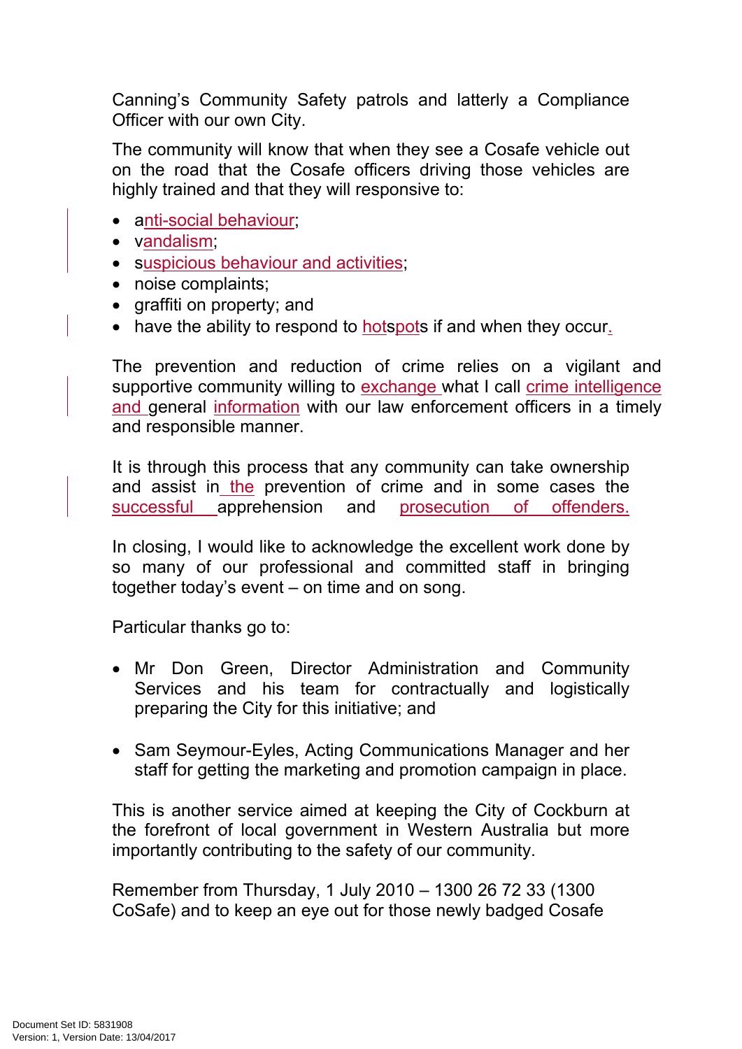Canning's Community Safety patrols and latterly a Compliance Officer with our own City.

The community will know that when they see a Cosafe vehicle out on the road that the Cosafe officers driving those vehicles are highly trained and that they will responsive to:

- anti-social behaviour;
- vandalism;
- suspicious behaviour and activities;
- noise complaints;
- graffiti on property; and
- have the ability to respond to hotspots if and when they occur.

The prevention and reduction of crime relies on a vigilant and supportive community willing to exchange what I call crime intelligence and general information with our law enforcement officers in a timely and responsible manner.

It is through this process that any community can take ownership and assist in the prevention of crime and in some cases the successful apprehension and prosecution of offenders.

In closing, I would like to acknowledge the excellent work done by so many of our professional and committed staff in bringing together today's event – on time and on song.

Particular thanks go to:

- Mr Don Green, Director Administration and Community Services and his team for contractually and logistically preparing the City for this initiative; and

- Sam Seymour-Eyles, Acting Communications Manager and her staff for getting the marketing and promotion campaign in place.

This is another service aimed at keeping the City of Cockburn at the forefront of local government in Western Australia but more importantly contributing to the safety of our community.

Remember from Thursday, 1 July 2010 – 1300 26 72 33 (1300 CoSafe) and to keep an eye out for those newly badged Cosafe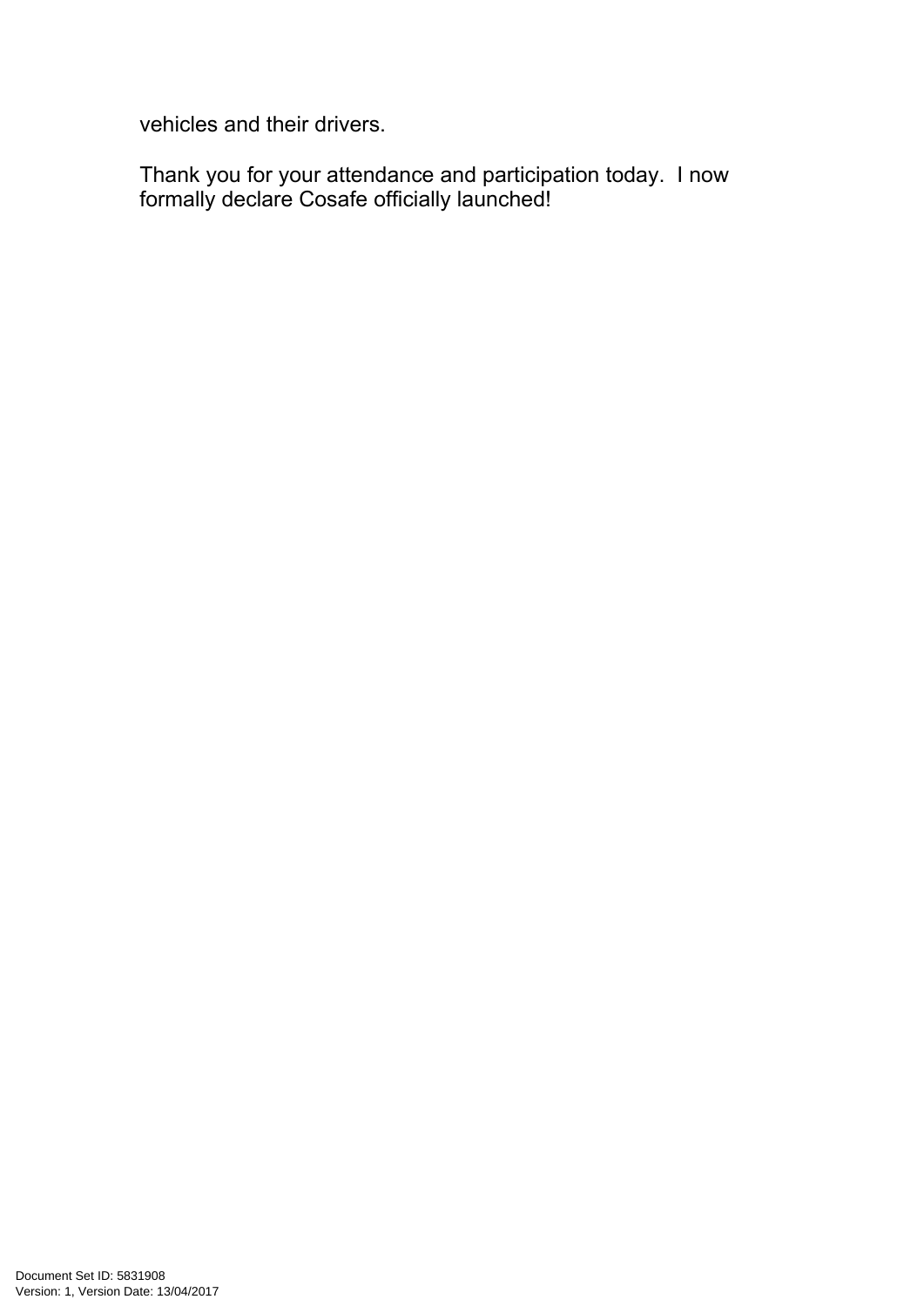vehicles and their drivers.

Thank you for your attendance and participation today. I now formally declare Cosafe officially launched!